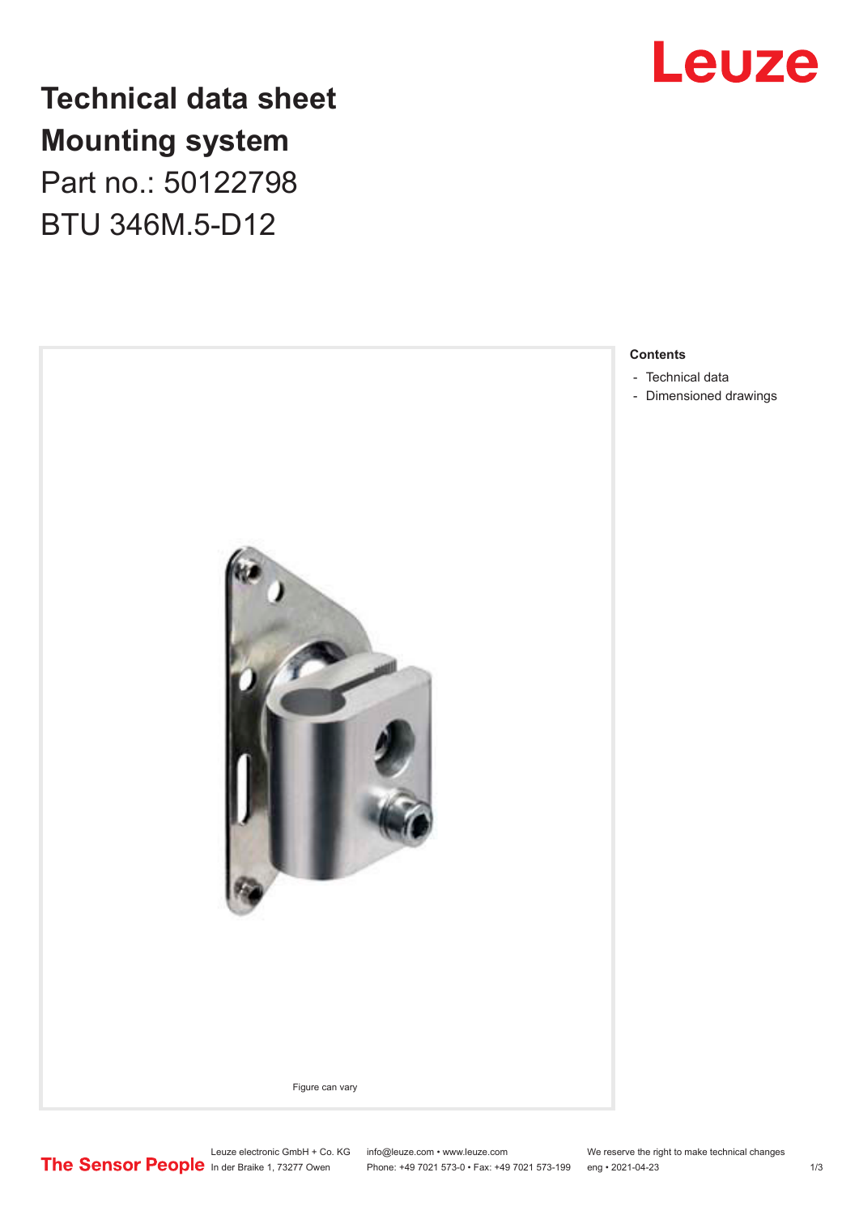# Technical data sheet
# Mounting system
Part no.: 50122798

BTU 346M.5-D12

Figure can vary

**Contents**

- Technical data
- Dimensioned drawings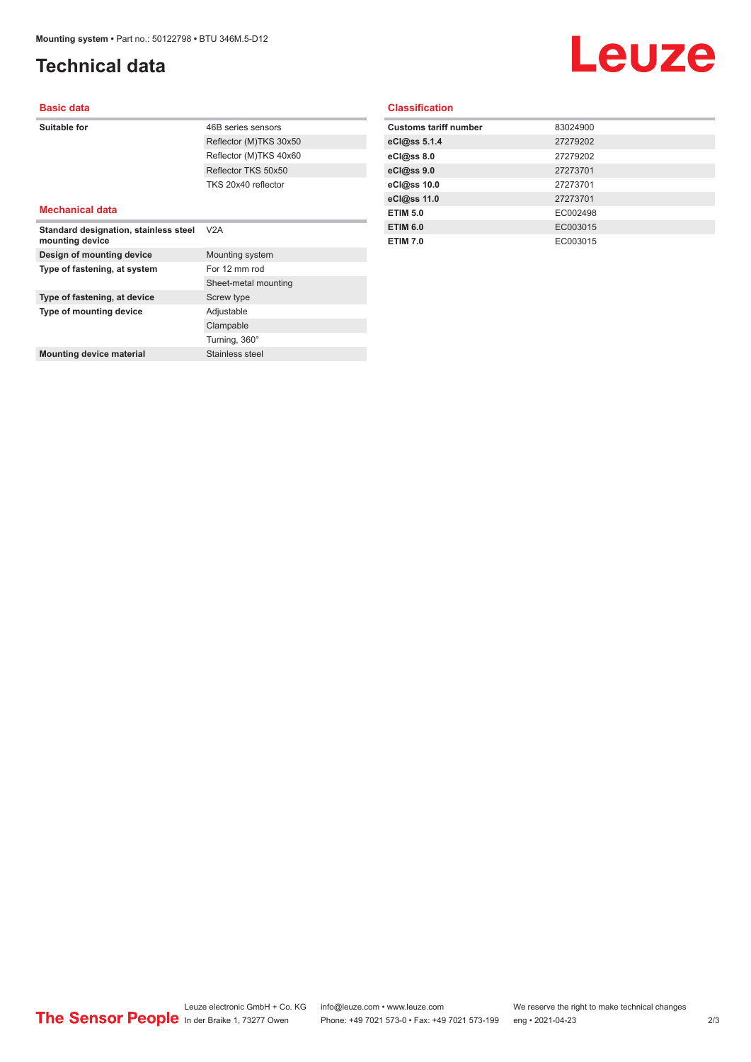# Technical data

## Basic data

| | |
|---|---|
| **Suitable for** | 46B series sensors |
| | Reflector (M)TKS 30x50 |
| | Reflector (M)TKS 40x60 |
| | Reflector TKS 50x50 |
| | TKS 20x40 reflector |

## Mechanical data

| | |
|---|---|
| **Standard designation, stainless steel mounting device** | V2A |
| **Design of mounting device** | Mounting system |
| **Type of fastening, at system** | For 12 mm rod |
| | Sheet-metal mounting |
| **Type of fastening, at device** | Screw type |
| **Type of mounting device** | Adjustable |
| | Clampable |
| | Turning, 360° |
| **Mounting device material** | Stainless steel |

## Classification

| | |
|---|---|
| **Customs tariff number** | 83024900 |
| **eCl@ss 5.1.4** | 27279202 |
| **eCl@ss 8.0** | 27279202 |
| **eCl@ss 9.0** | 27273701 |
| **eCl@ss 10.0** | 27273701 |
| **eCl@ss 11.0** | 27273701 |
| **ETIM 5.0** | EC002498 |
| **ETIM 6.0** | EC003015 |
| **ETIM 7.0** | EC003015 |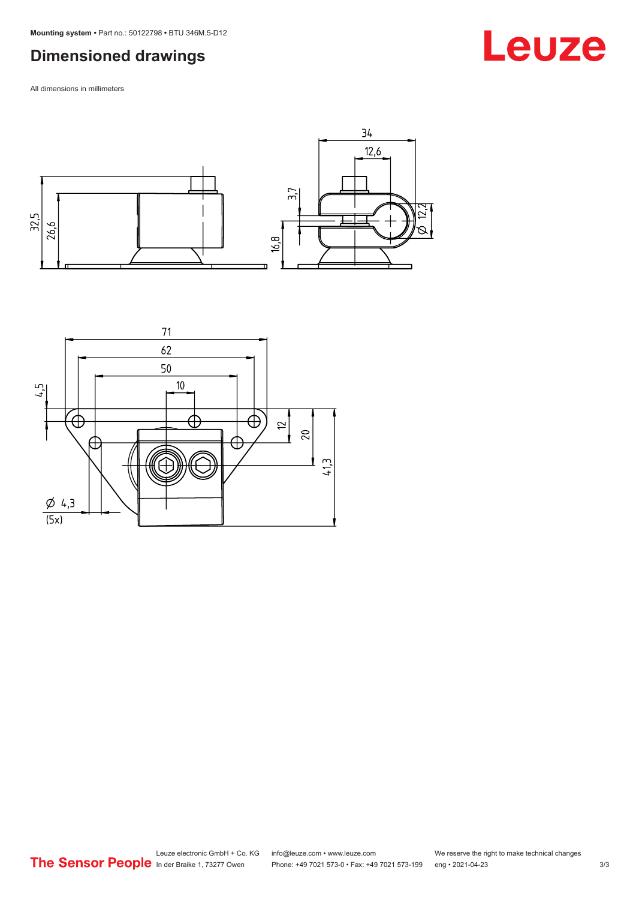## Dimensioned drawings

All dimensions in millimeters

34
12,6
32,5
26,6
3,7
16,8
Ø 12,2

71
62
50
10
4,5
12
20
41,3
Ø 4,3
(5x)